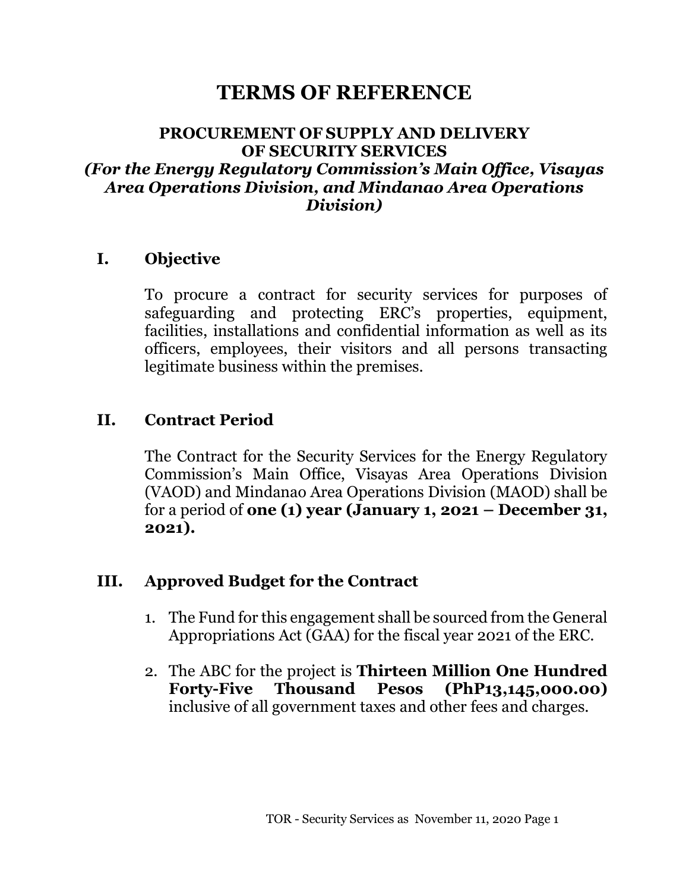# TERMS OF REFERENCE

## PROCUREMENT OF SUPPLY AND DELIVERY OF SECURITY SERVICES

### *(For the Energy Regulatory Commission's Main Office, Visayas Area Operations Division, and Mindanao Area Operations Division)*

## I. Objective

To procure a contract for security services for purposes of safeguarding and protecting ERC's properties, equipment, facilities, installations and confidential information as well as its officers, employees, their visitors and all persons transacting legitimate business within the premises.

## II. Contract Period

The Contract for the Security Services for the Energy Regulatory Commission's Main Office, Visayas Area Operations Division (VAOD) and Mindanao Area Operations Division (MAOD) shall be for a period of **one (1) year (January 1, 2021 – December 31, 2021).**

## III. Approved Budget for the Contract

1. The Fund for this engagement shall be sourced from the General Appropriations Act (GAA) for the fiscal year 2021 of the ERC.
2. The ABC for the project is **Thirteen Million One Hundred Forty-Five Thousand Pesos (PhP13,145,000.00)** inclusive of all government taxes and other fees and charges.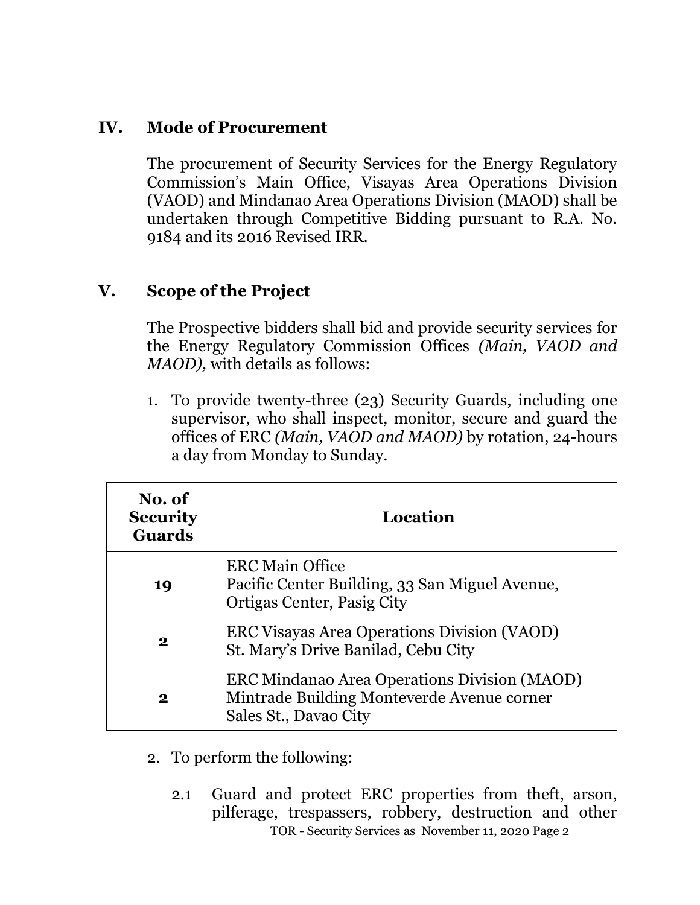## IV. Mode of Procurement

The procurement of Security Services for the Energy Regulatory Commission's Main Office, Visayas Area Operations Division (VAOD) and Mindanao Area Operations Division (MAOD) shall be undertaken through Competitive Bidding pursuant to R.A. No. 9184 and its 2016 Revised IRR.

## V. Scope of the Project

The Prospective bidders shall bid and provide security services for the Energy Regulatory Commission Offices *(Main, VAOD and MAOD),* with details as follows:

1. To provide twenty-three (23) Security Guards, including one supervisor, who shall inspect, monitor, secure and guard the offices of ERC *(Main, VAOD and MAOD)* by rotation, 24-hours a day from Monday to Sunday.

| No. of Security Guards | Location |
|---|---|
| **19** | ERC Main Office<br>Pacific Center Building, 33 San Miguel Avenue, Ortigas Center, Pasig City |
| **2** | ERC Visayas Area Operations Division (VAOD)<br>St. Mary's Drive Banilad, Cebu City |
| **2** | ERC Mindanao Area Operations Division (MAOD)<br>Mintrade Building Monteverde Avenue corner Sales St., Davao City |

2. To perform the following:

   2.1 Guard and protect ERC properties from theft, arson, pilferage, trespassers, robbery, destruction and other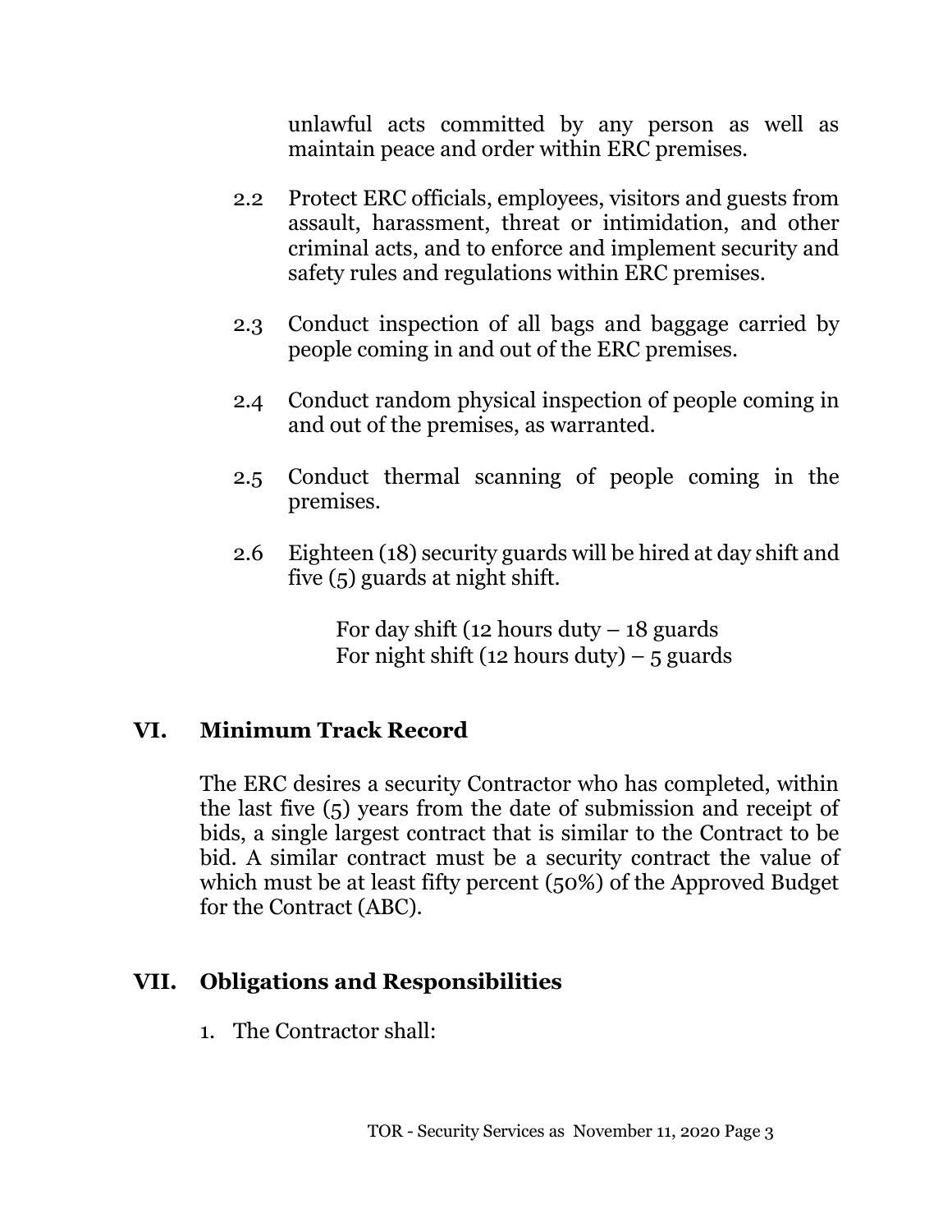unlawful acts committed by any person as well as maintain peace and order within ERC premises.

2.2 Protect ERC officials, employees, visitors and guests from assault, harassment, threat or intimidation, and other criminal acts, and to enforce and implement security and safety rules and regulations within ERC premises.

2.3 Conduct inspection of all bags and baggage carried by people coming in and out of the ERC premises.

2.4 Conduct random physical inspection of people coming in and out of the premises, as warranted.

2.5 Conduct thermal scanning of people coming in the premises.

2.6 Eighteen (18) security guards will be hired at day shift and five (5) guards at night shift.

For day shift (12 hours duty – 18 guards
For night shift (12 hours duty) – 5 guards

## VI. Minimum Track Record

The ERC desires a security Contractor who has completed, within the last five (5) years from the date of submission and receipt of bids, a single largest contract that is similar to the Contract to be bid. A similar contract must be a security contract the value of which must be at least fifty percent (50%) of the Approved Budget for the Contract (ABC).

## VII. Obligations and Responsibilities

1. The Contractor shall: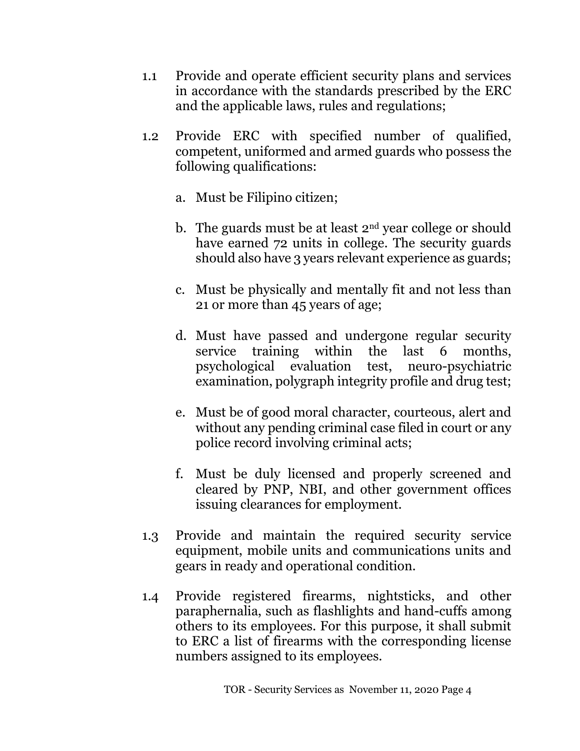1.1 Provide and operate efficient security plans and services in accordance with the standards prescribed by the ERC and the applicable laws, rules and regulations;

1.2 Provide ERC with specified number of qualified, competent, uniformed and armed guards who possess the following qualifications:

   a. Must be Filipino citizen;

   b. The guards must be at least 2nd year college or should have earned 72 units in college. The security guards should also have 3 years relevant experience as guards;

   c. Must be physically and mentally fit and not less than 21 or more than 45 years of age;

   d. Must have passed and undergone regular security service training within the last 6 months, psychological evaluation test, neuro-psychiatric examination, polygraph integrity profile and drug test;

   e. Must be of good moral character, courteous, alert and without any pending criminal case filed in court or any police record involving criminal acts;

   f. Must be duly licensed and properly screened and cleared by PNP, NBI, and other government offices issuing clearances for employment.

1.3 Provide and maintain the required security service equipment, mobile units and communications units and gears in ready and operational condition.

1.4 Provide registered firearms, nightsticks, and other paraphernalia, such as flashlights and hand-cuffs among others to its employees. For this purpose, it shall submit to ERC a list of firearms with the corresponding license numbers assigned to its employees.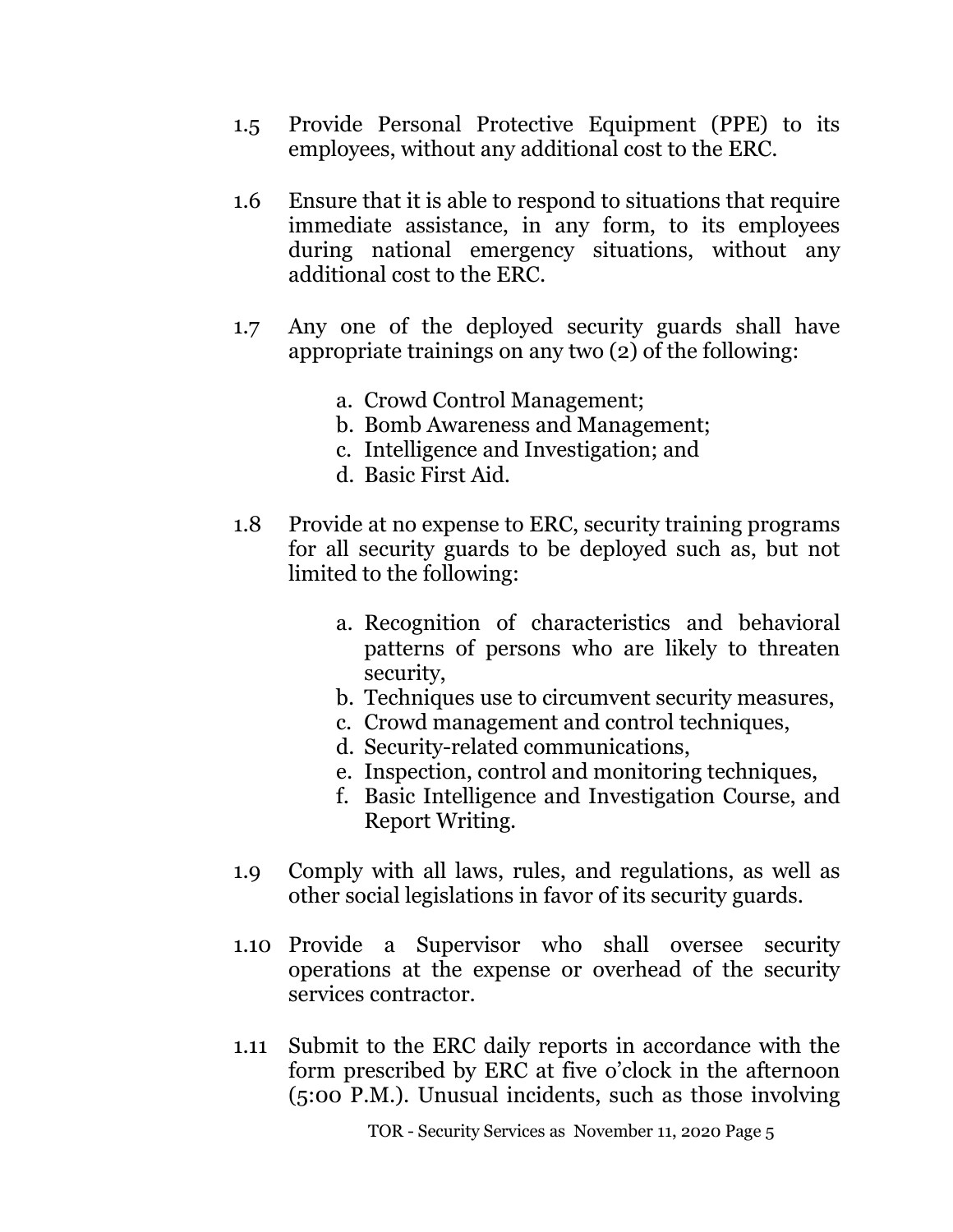1.5 Provide Personal Protective Equipment (PPE) to its employees, without any additional cost to the ERC.

1.6 Ensure that it is able to respond to situations that require immediate assistance, in any form, to its employees during national emergency situations, without any additional cost to the ERC.

1.7 Any one of the deployed security guards shall have appropriate trainings on any two (2) of the following:

   a. Crowd Control Management;
   b. Bomb Awareness and Management;
   c. Intelligence and Investigation; and
   d. Basic First Aid.

1.8 Provide at no expense to ERC, security training programs for all security guards to be deployed such as, but not limited to the following:

   a. Recognition of characteristics and behavioral patterns of persons who are likely to threaten security,
   b. Techniques use to circumvent security measures,
   c. Crowd management and control techniques,
   d. Security-related communications,
   e. Inspection, control and monitoring techniques,
   f. Basic Intelligence and Investigation Course, and Report Writing.

1.9 Comply with all laws, rules, and regulations, as well as other social legislations in favor of its security guards.

1.10 Provide a Supervisor who shall oversee security operations at the expense or overhead of the security services contractor.

1.11 Submit to the ERC daily reports in accordance with the form prescribed by ERC at five o'clock in the afternoon (5:00 P.M.). Unusual incidents, such as those involving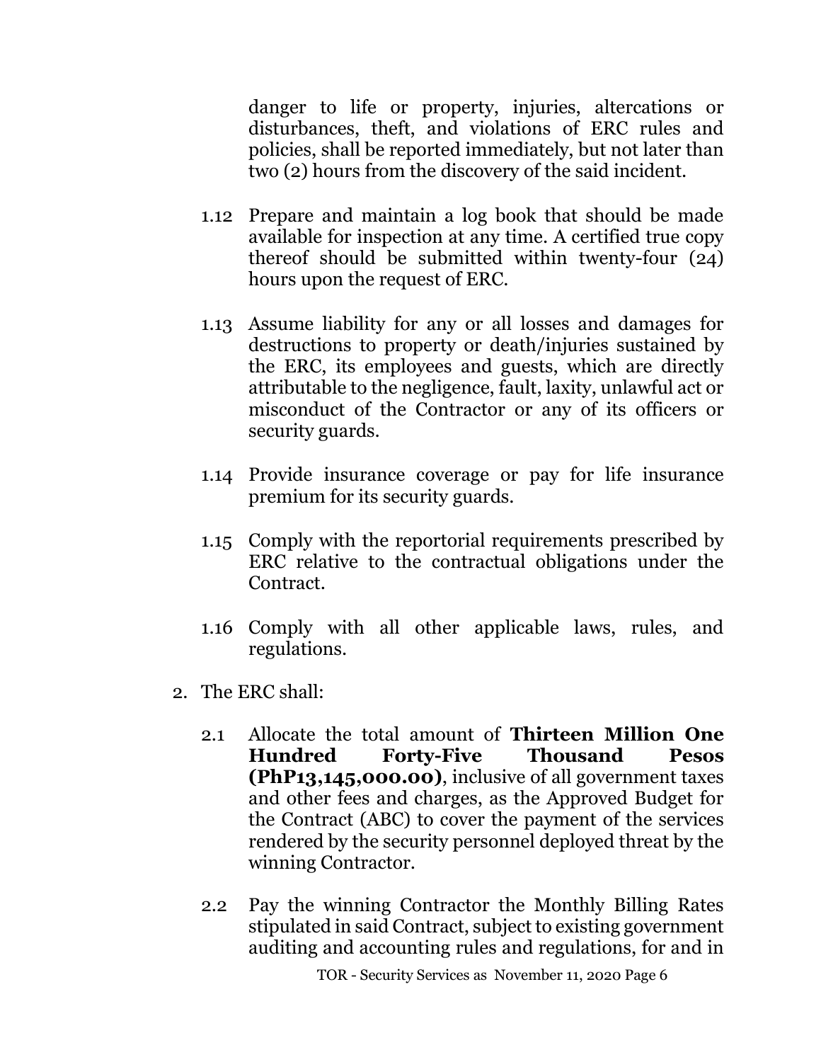danger to life or property, injuries, altercations or disturbances, theft, and violations of ERC rules and policies, shall be reported immediately, but not later than two (2) hours from the discovery of the said incident.

1.12 Prepare and maintain a log book that should be made available for inspection at any time. A certified true copy thereof should be submitted within twenty-four (24) hours upon the request of ERC.

1.13 Assume liability for any or all losses and damages for destructions to property or death/injuries sustained by the ERC, its employees and guests, which are directly attributable to the negligence, fault, laxity, unlawful act or misconduct of the Contractor or any of its officers or security guards.

1.14 Provide insurance coverage or pay for life insurance premium for its security guards.

1.15 Comply with the reportorial requirements prescribed by ERC relative to the contractual obligations under the Contract.

1.16 Comply with all other applicable laws, rules, and regulations.

2. The ERC shall:

2.1 Allocate the total amount of **Thirteen Million One Hundred Forty-Five Thousand Pesos (PhP13,145,000.00)**, inclusive of all government taxes and other fees and charges, as the Approved Budget for the Contract (ABC) to cover the payment of the services rendered by the security personnel deployed threat by the winning Contractor.

2.2 Pay the winning Contractor the Monthly Billing Rates stipulated in said Contract, subject to existing government auditing and accounting rules and regulations, for and in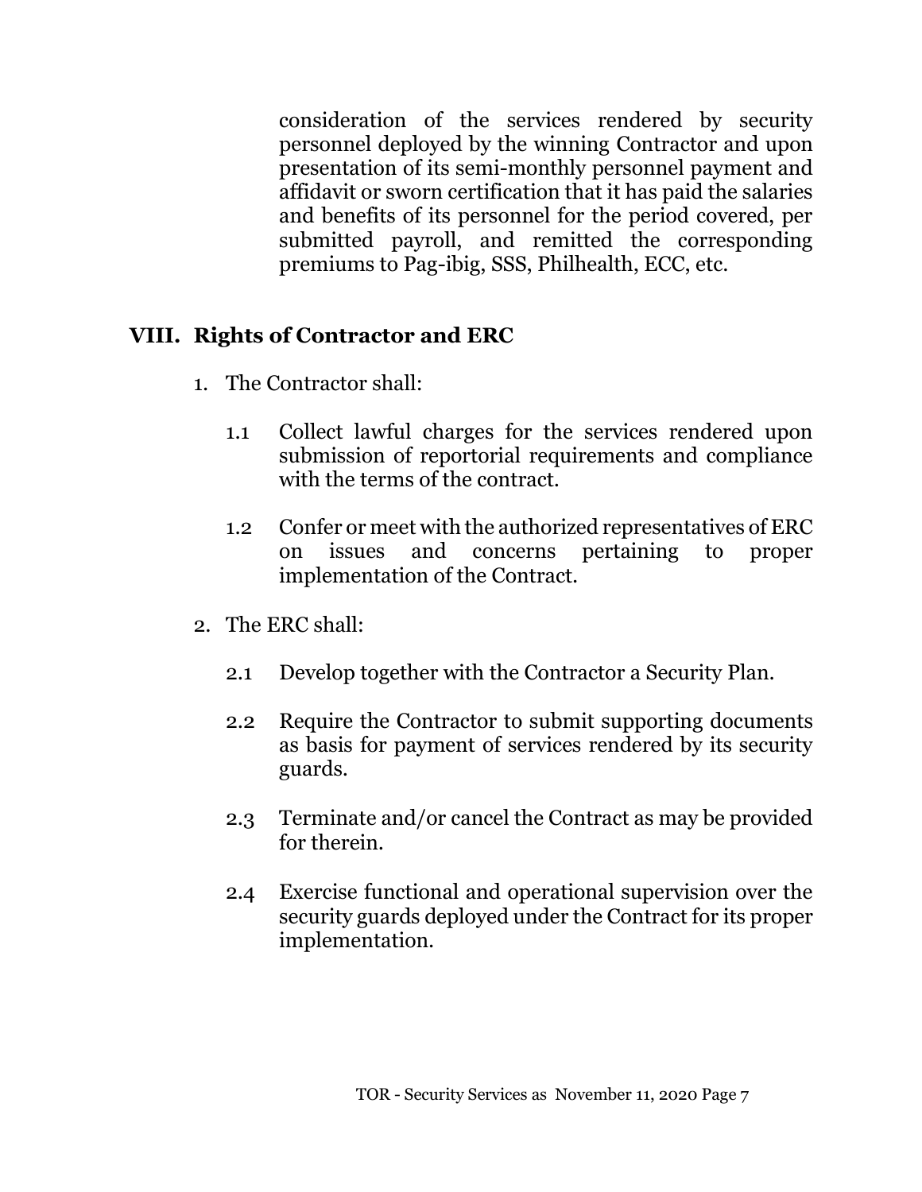consideration of the services rendered by security personnel deployed by the winning Contractor and upon presentation of its semi-monthly personnel payment and affidavit or sworn certification that it has paid the salaries and benefits of its personnel for the period covered, per submitted payroll, and remitted the corresponding premiums to Pag-ibig, SSS, Philhealth, ECC, etc.

## VIII. Rights of Contractor and ERC

1. The Contractor shall:

   1.1 Collect lawful charges for the services rendered upon submission of reportorial requirements and compliance with the terms of the contract.

   1.2 Confer or meet with the authorized representatives of ERC on issues and concerns pertaining to proper implementation of the Contract.

2. The ERC shall:

   2.1 Develop together with the Contractor a Security Plan.

   2.2 Require the Contractor to submit supporting documents as basis for payment of services rendered by its security guards.

   2.3 Terminate and/or cancel the Contract as may be provided for therein.

   2.4 Exercise functional and operational supervision over the security guards deployed under the Contract for its proper implementation.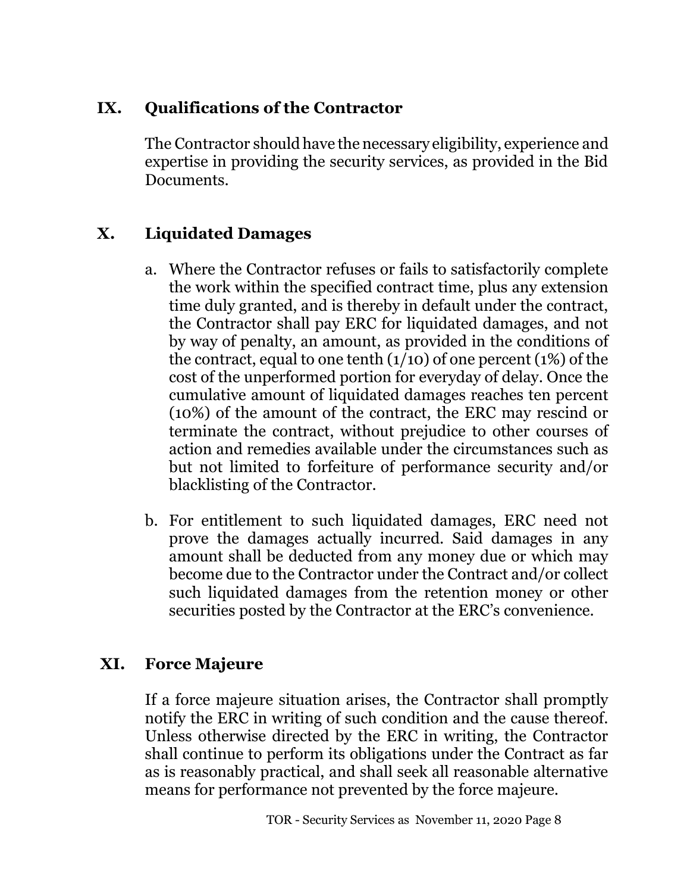## IX. Qualifications of the Contractor

The Contractor should have the necessary eligibility, experience and expertise in providing the security services, as provided in the Bid Documents.

## X. Liquidated Damages

a. Where the Contractor refuses or fails to satisfactorily complete the work within the specified contract time, plus any extension time duly granted, and is thereby in default under the contract, the Contractor shall pay ERC for liquidated damages, and not by way of penalty, an amount, as provided in the conditions of the contract, equal to one tenth (1/10) of one percent (1%) of the cost of the unperformed portion for everyday of delay. Once the cumulative amount of liquidated damages reaches ten percent (10%) of the amount of the contract, the ERC may rescind or terminate the contract, without prejudice to other courses of action and remedies available under the circumstances such as but not limited to forfeiture of performance security and/or blacklisting of the Contractor.

b. For entitlement to such liquidated damages, ERC need not prove the damages actually incurred. Said damages in any amount shall be deducted from any money due or which may become due to the Contractor under the Contract and/or collect such liquidated damages from the retention money or other securities posted by the Contractor at the ERC's convenience.

## XI. Force Majeure

If a force majeure situation arises, the Contractor shall promptly notify the ERC in writing of such condition and the cause thereof. Unless otherwise directed by the ERC in writing, the Contractor shall continue to perform its obligations under the Contract as far as is reasonably practical, and shall seek all reasonable alternative means for performance not prevented by the force majeure.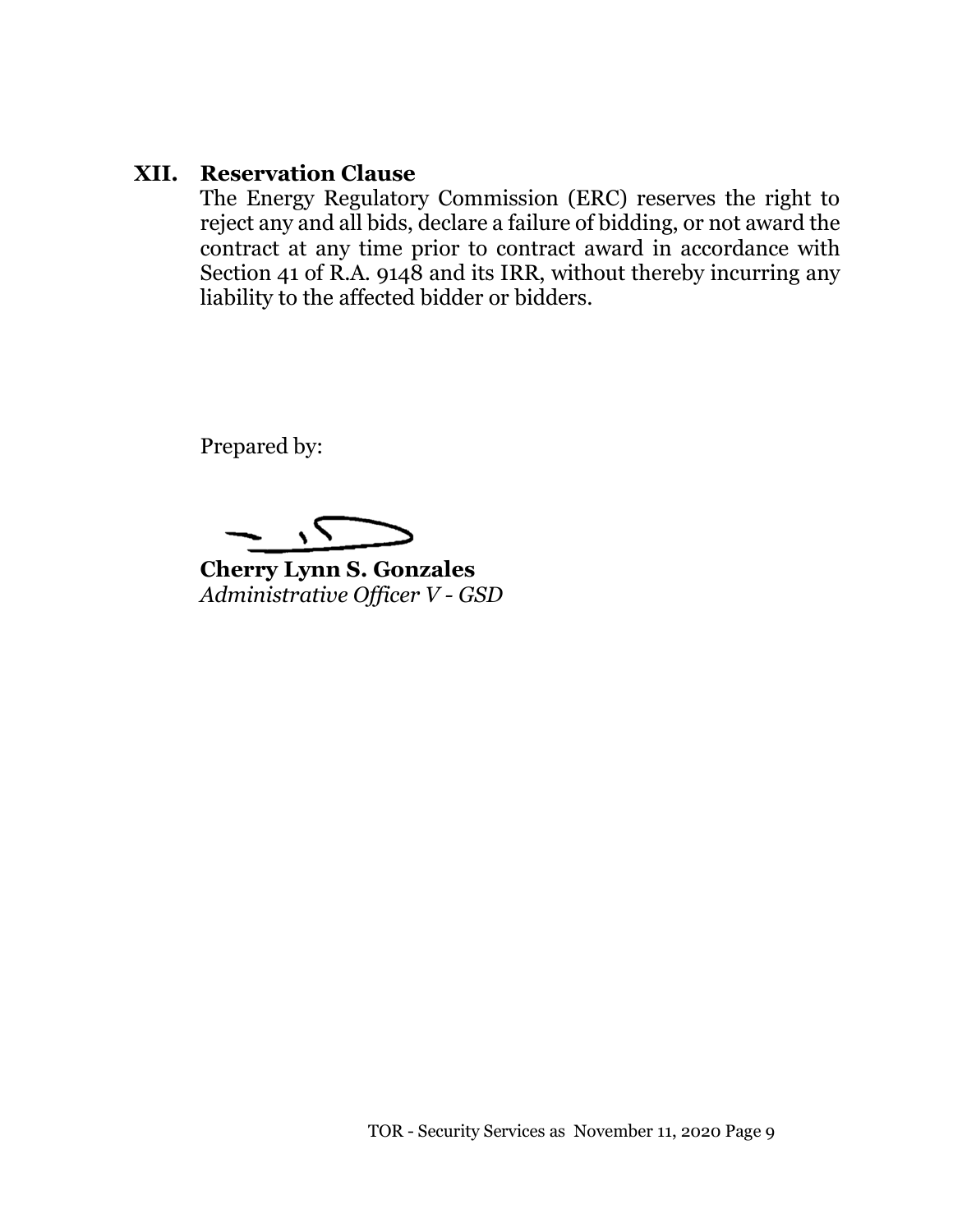## XII. Reservation Clause

The Energy Regulatory Commission (ERC) reserves the right to reject any and all bids, declare a failure of bidding, or not award the contract at any time prior to contract award in accordance with Section 41 of R.A. 9148 and its IRR, without thereby incurring any liability to the affected bidder or bidders.

Prepared by:

**Cherry Lynn S. Gonzales**
*Administrative Officer V - GSD*